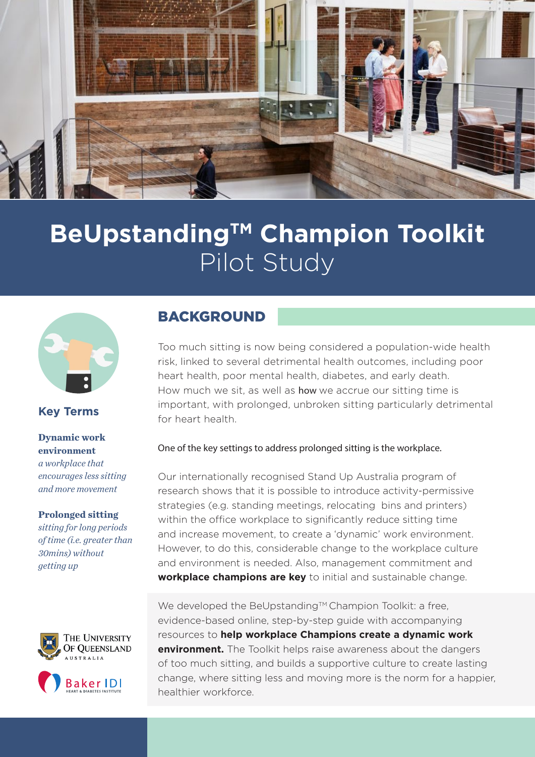# BeUpstanding™ Champion Toolkit
Pilot Study

## Key Terms

**Dynamic work environment**
*a workplace that encourages less sitting and more movement*

**Prolonged sitting**
*sitting for long periods of time (i.e. greater than 30mins) without getting up*

## BACKGROUND

Too much sitting is now being considered a population-wide health risk, linked to several detrimental health outcomes, including poor heart health, poor mental health, diabetes, and early death. How much we sit, as well as how we accrue our sitting time is important, with prolonged, unbroken sitting particularly detrimental for heart health.

One of the key settings to address prolonged sitting is the workplace.

Our internationally recognised Stand Up Australia program of research shows that it is possible to introduce activity-permissive strategies (e.g. standing meetings, relocating bins and printers) within the office workplace to significantly reduce sitting time and increase movement, to create a 'dynamic' work environment. However, to do this, considerable change to the workplace culture and environment is needed. Also, management commitment and **workplace champions are key** to initial and sustainable change.

We developed the BeUpstanding™ Champion Toolkit: a free, evidence-based online, step-by-step guide with accompanying resources to **help workplace Champions create a dynamic work environment.** The Toolkit helps raise awareness about the dangers of too much sitting, and builds a supportive culture to create lasting change, where sitting less and moving more is the norm for a happier, healthier workforce.

The University of Queensland Australia

Baker IDI Heart & Diabetes Institute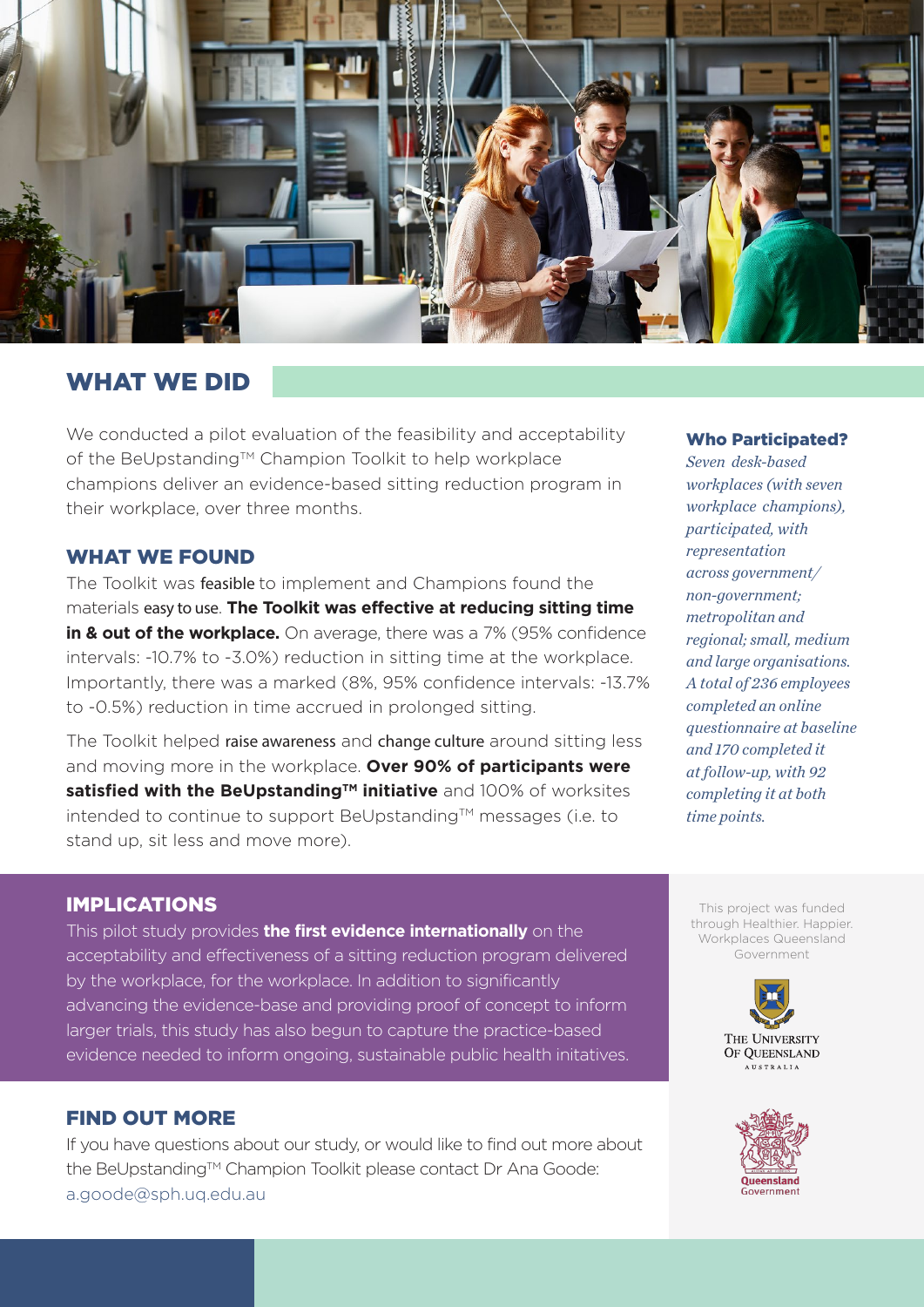## WHAT WE DID

We conducted a pilot evaluation of the feasibility and acceptability of the BeUpstanding™ Champion Toolkit to help workplace champions deliver an evidence-based sitting reduction program in their workplace, over three months.

### WHAT WE FOUND

The Toolkit was feasible to implement and Champions found the materials easy to use. **The Toolkit was effective at reducing sitting time in & out of the workplace.** On average, there was a 7% (95% confidence intervals: -10.7% to -3.0%) reduction in sitting time at the workplace. Importantly, there was a marked (8%, 95% confidence intervals: -13.7% to -0.5%) reduction in time accrued in prolonged sitting.

The Toolkit helped raise awareness and change culture around sitting less and moving more in the workplace. **Over 90% of participants were satisfied with the BeUpstanding™ initiative** and 100% of worksites intended to continue to support BeUpstanding™ messages (i.e. to stand up, sit less and move more).

### Who Participated?

*Seven desk-based workplaces (with seven workplace champions), participated, with representation across government/non-government; metropolitan and regional; small, medium and large organisations. A total of 236 employees completed an online questionnaire at baseline and 170 completed it at follow-up, with 92 completing it at both time points.*

### IMPLICATIONS

This pilot study provides **the first evidence internationally** on the acceptability and effectiveness of a sitting reduction program delivered by the workplace, for the workplace. In addition to significantly advancing the evidence-base and providing proof of concept to inform larger trials, this study has also begun to capture the practice-based evidence needed to inform ongoing, sustainable public health initatives.

This project was funded through Healthier. Happier. Workplaces Queensland Government

The University Of Queensland AUSTRALIA

Queensland Government

### FIND OUT MORE

If you have questions about our study, or would like to find out more about the BeUpstanding™ Champion Toolkit please contact Dr Ana Goode: a.goode@sph.uq.edu.au